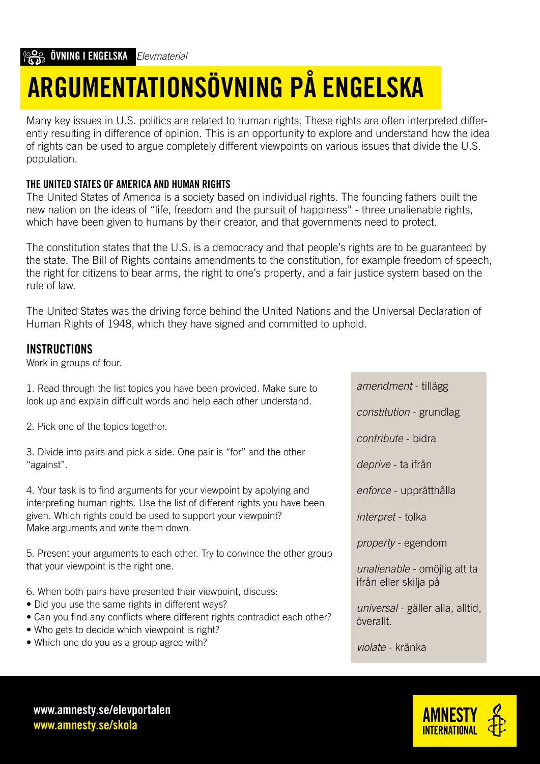**ÖVNING I ENGELSKA** *Elevmaterial*

# ARGUMENTATIONSÖVNING PÅ ENGELSKA

Many key issues in U.S. politics are related to human rights. These rights are often interpreted differently resulting in difference of opinion. This is an opportunity to explore and understand how the idea of rights can be used to argue completely different viewpoints on various issues that divide the U.S. population.

### THE UNITED STATES OF AMERICA AND HUMAN RIGHTS

The United States of America is a society based on individual rights. The founding fathers built the new nation on the ideas of "life, freedom and the pursuit of happiness" - three unalienable rights, which have been given to humans by their creator, and that governments need to protect.

The constitution states that the U.S. is a democracy and that people's rights are to be guaranteed by the state. The Bill of Rights contains amendments to the constitution, for example freedom of speech, the right for citizens to bear arms, the right to one's property, and a fair justice system based on the rule of law.

The United States was the driving force behind the United Nations and the Universal Declaration of Human Rights of 1948, which they have signed and committed to uphold.

## INSTRUCTIONS

Work in groups of four.

1. Read through the list topics you have been provided. Make sure to look up and explain difficult words and help each other understand.

2. Pick one of the topics together.

3. Divide into pairs and pick a side. One pair is "for" and the other "against".

4. Your task is to find arguments for your viewpoint by applying and interpreting human rights. Use the list of different rights you have been given. Which rights could be used to support your viewpoint? Make arguments and write them down.

5. Present your arguments to each other. Try to convince the other group that your viewpoint is the right one.

6. When both pairs have presented their viewpoint, discuss:
- Did you use the same rights in different ways?
- Can you find any conflicts where different rights contradict each other?
- Who gets to decide which viewpoint is right?
- Which one do you as a group agree with?

*amendment* - tillägg

*constitution* - grundlag

*contribute* - bidra

*deprive* - ta ifrån

*enforce* - upprätthålla

*interpret* - tolka

*property* - egendom

*unalienable* - omöjlig att ta ifrån eller skilja på

*universal* - gäller alla, alltid, överallt.

*violate* - kränka

**www.amnesty.se/elevportalen**
**www.amnesty.se/skola**

AMNESTY INTERNATIONAL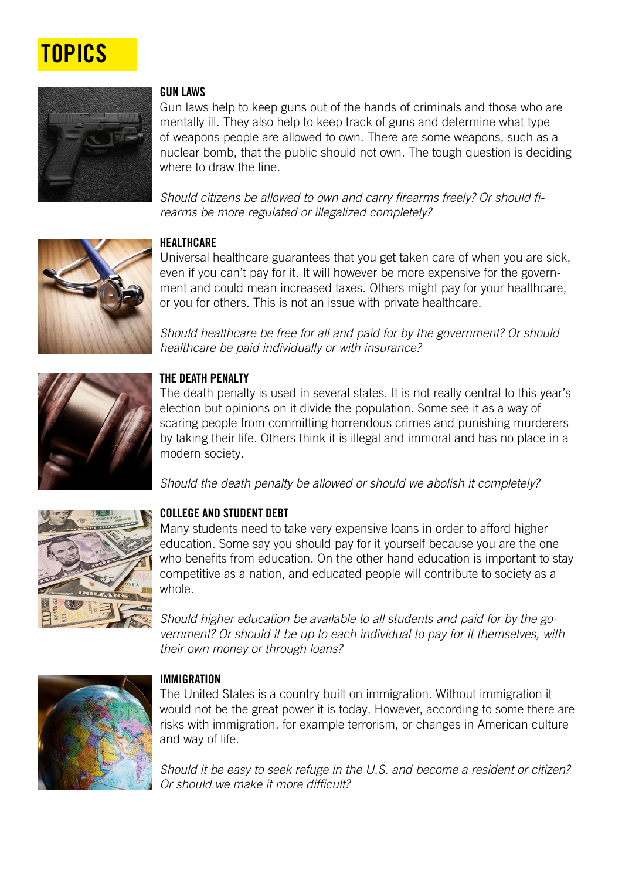# TOPICS

## GUN LAWS

Gun laws help to keep guns out of the hands of criminals and those who are mentally ill. They also help to keep track of guns and determine what type of weapons people are allowed to own. There are some weapons, such as a nuclear bomb, that the public should not own. The tough question is deciding where to draw the line.

*Should citizens be allowed to own and carry firearms freely? Or should firearms be more regulated or illegalized completely?*

## HEALTHCARE

Universal healthcare guarantees that you get taken care of when you are sick, even if you can't pay for it. It will however be more expensive for the government and could mean increased taxes. Others might pay for your healthcare, or you for others. This is not an issue with private healthcare.

*Should healthcare be free for all and paid for by the government? Or should healthcare be paid individually or with insurance?*

## THE DEATH PENALTY

The death penalty is used in several states. It is not really central to this year's election but opinions on it divide the population. Some see it as a way of scaring people from committing horrendous crimes and punishing murderers by taking their life. Others think it is illegal and immoral and has no place in a modern society.

*Should the death penalty be allowed or should we abolish it completely?*

## COLLEGE AND STUDENT DEBT

Many students need to take very expensive loans in order to afford higher education. Some say you should pay for it yourself because you are the one who benefits from education. On the other hand education is important to stay competitive as a nation, and educated people will contribute to society as a whole.

*Should higher education be available to all students and paid for by the government? Or should it be up to each individual to pay for it themselves, with their own money or through loans?*

## IMMIGRATION

The United States is a country built on immigration. Without immigration it would not be the great power it is today. However, according to some there are risks with immigration, for example terrorism, or changes in American culture and way of life.

*Should it be easy to seek refuge in the U.S. and become a resident or citizen? Or should we make it more difficult?*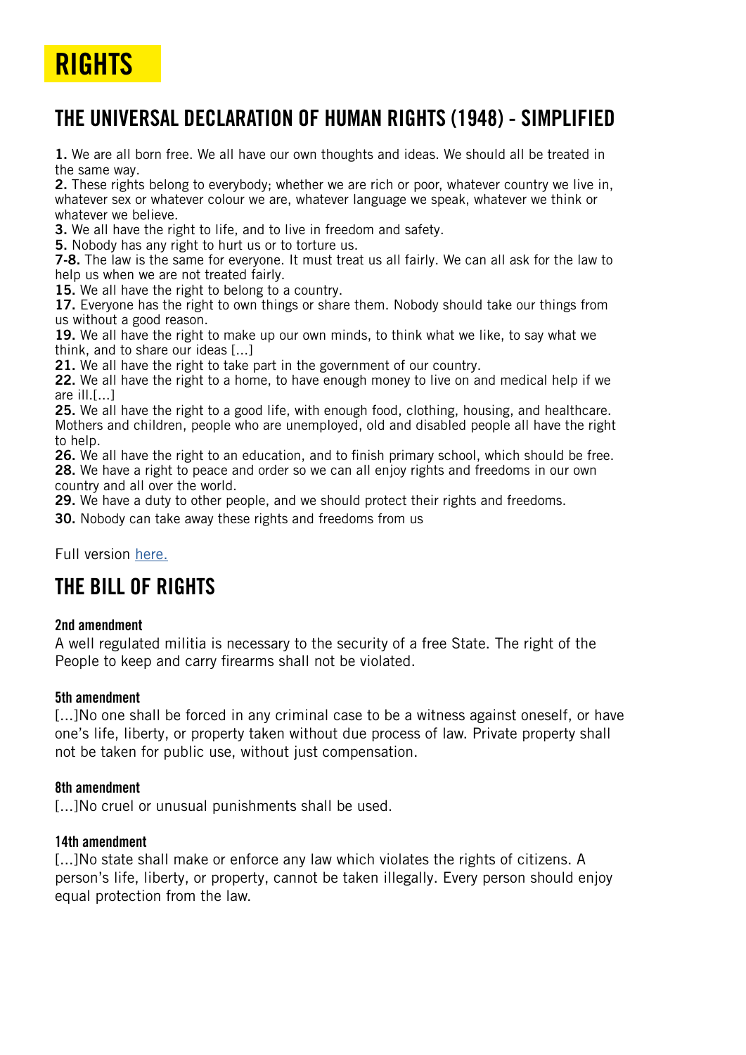# RIGHTS

## THE UNIVERSAL DECLARATION OF HUMAN RIGHTS (1948) - SIMPLIFIED

**1.** We are all born free. We all have our own thoughts and ideas. We should all be treated in the same way.
**2.** These rights belong to everybody; whether we are rich or poor, whatever country we live in, whatever sex or whatever colour we are, whatever language we speak, whatever we think or whatever we believe.
**3.** We all have the right to life, and to live in freedom and safety.
**5.** Nobody has any right to hurt us or to torture us.
**7-8.** The law is the same for everyone. It must treat us all fairly. We can all ask for the law to help us when we are not treated fairly.
**15.** We all have the right to belong to a country.
**17.** Everyone has the right to own things or share them. Nobody should take our things from us without a good reason.
**19.** We all have the right to make up our own minds, to think what we like, to say what we think, and to share our ideas [...]
**21.** We all have the right to take part in the government of our country.
**22.** We all have the right to a home, to have enough money to live on and medical help if we are ill.[...]
**25.** We all have the right to a good life, with enough food, clothing, housing, and healthcare. Mothers and children, people who are unemployed, old and disabled people all have the right to help.
**26.** We all have the right to an education, and to finish primary school, which should be free.
**28.** We have a right to peace and order so we can all enjoy rights and freedoms in our own country and all over the world.
**29.** We have a duty to other people, and we should protect their rights and freedoms.
**30.** Nobody can take away these rights and freedoms from us

Full version here.

## THE BILL OF RIGHTS

### 2nd amendment

A well regulated militia is necessary to the security of a free State. The right of the People to keep and carry firearms shall not be violated.

### 5th amendment

[...]No one shall be forced in any criminal case to be a witness against oneself, or have one's life, liberty, or property taken without due process of law. Private property shall not be taken for public use, without just compensation.

### 8th amendment

[...]No cruel or unusual punishments shall be used.

### 14th amendment

[...]No state shall make or enforce any law which violates the rights of citizens. A person's life, liberty, or property, cannot be taken illegally. Every person should enjoy equal protection from the law.